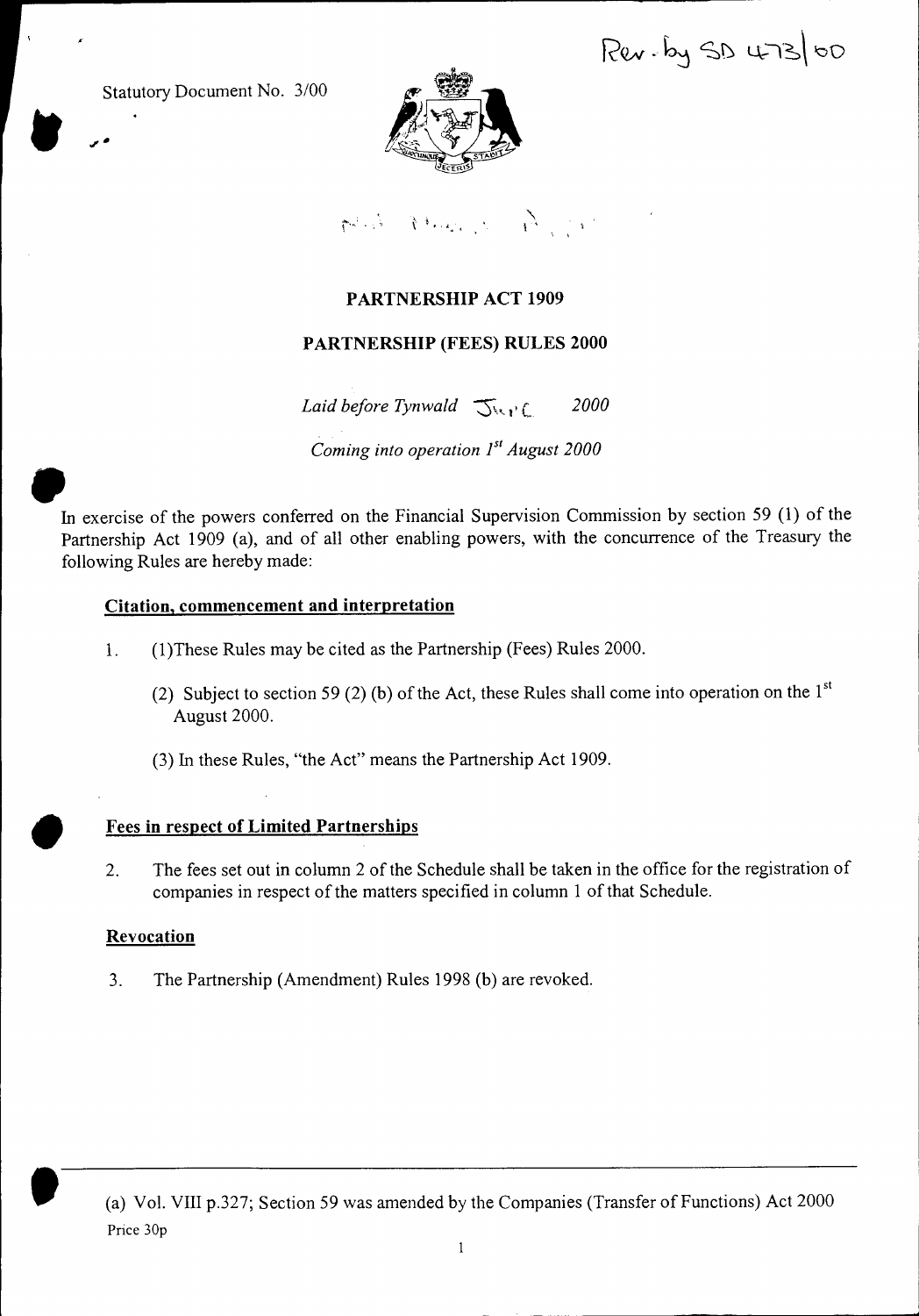Rev. by SD 473/00

Statutory Document No. 3/00

# PARTNERSHIP ACT 1909

## PARTNERSHIP (FEES) RULES 2000

*Laid before Tynwald June 2000*

*Coming into operation 1st August 2000*

In exercise of the powers conferred on the Financial Supervision Commission by section 59 (1) of the Partnership Act 1909 (a), and of all other enabling powers, with the concurrence of the Treasury the following Rules are hereby made:

### Citation, commencement and interpretation

1. (1)These Rules may be cited as the Partnership (Fees) Rules 2000.

   (2) Subject to section 59 (2) (b) of the Act, these Rules shall come into operation on the 1st August 2000.

   (3) In these Rules, "the Act" means the Partnership Act 1909.

### Fees in respect of Limited Partnerships

2. The fees set out in column 2 of the Schedule shall be taken in the office for the registration of companies in respect of the matters specified in column 1 of that Schedule.

### Revocation

3. The Partnership (Amendment) Rules 1998 (b) are revoked.

---

(a) Vol. VIII p.327; Section 59 was amended by the Companies (Transfer of Functions) Act 2000

Price 30p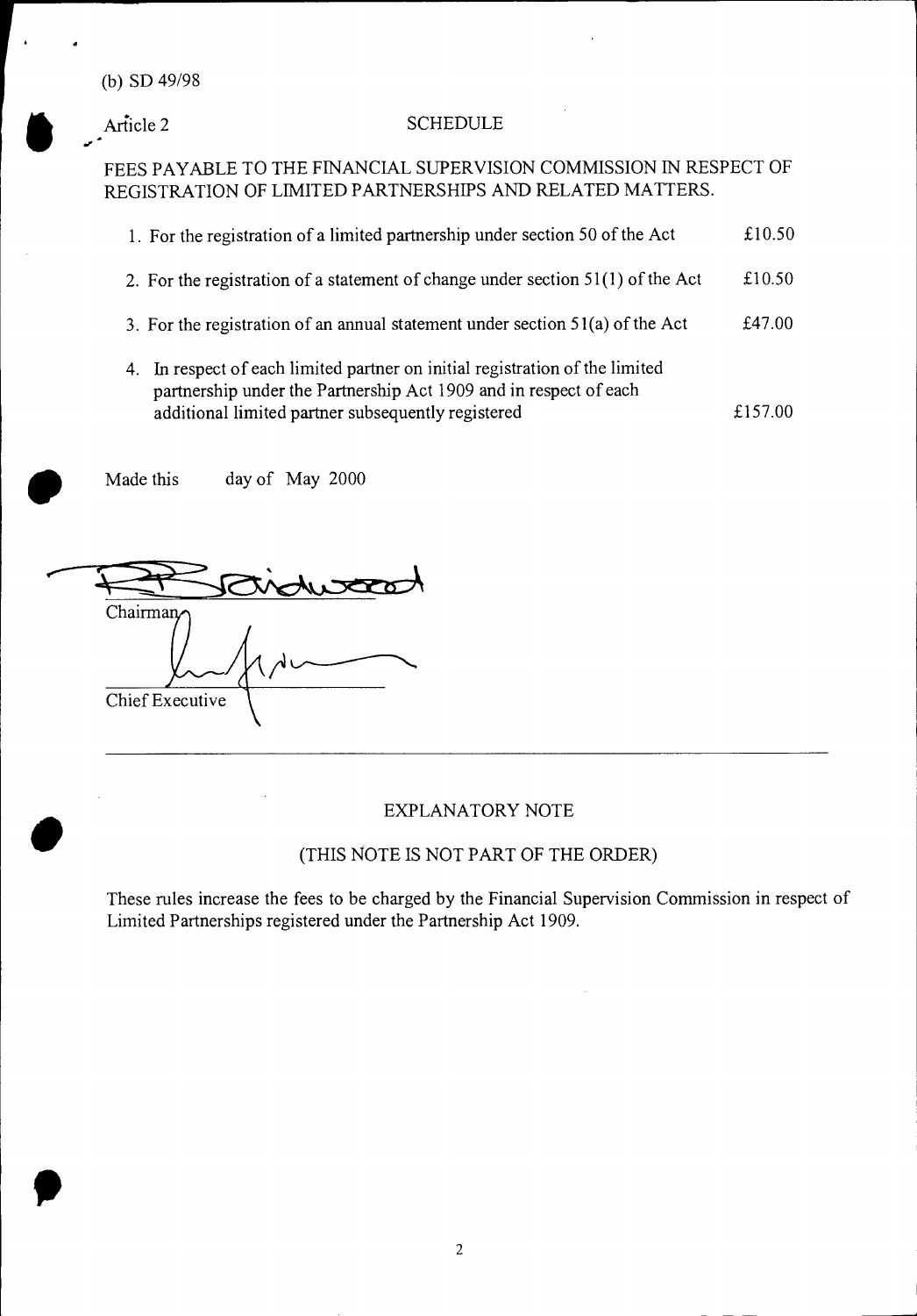(b) SD 49/98

Article 2

## SCHEDULE

FEES PAYABLE TO THE FINANCIAL SUPERVISION COMMISSION IN RESPECT OF REGISTRATION OF LIMITED PARTNERSHIPS AND RELATED MATTERS.

| | |
|---|---|
| 1. For the registration of a limited partnership under section 50 of the Act | £10.50 |
| 2. For the registration of a statement of change under section 51(1) of the Act | £10.50 |
| 3. For the registration of an annual statement under section 51(a) of the Act | £47.00 |
| 4. In respect of each limited partner on initial registration of the limited partnership under the Partnership Act 1909 and in respect of each additional limited partner subsequently registered | £157.00 |

Made this day of May 2000

Chairman

Chief Executive

---

## EXPLANATORY NOTE

(THIS NOTE IS NOT PART OF THE ORDER)

These rules increase the fees to be charged by the Financial Supervision Commission in respect of Limited Partnerships registered under the Partnership Act 1909.